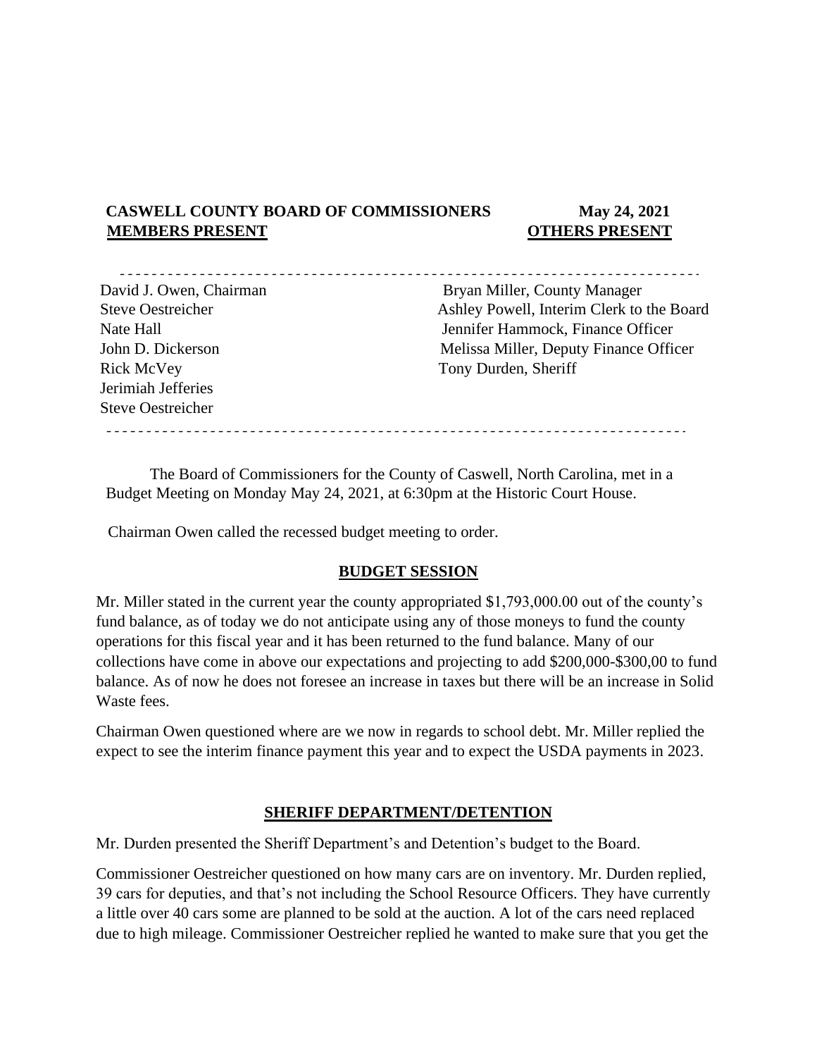**CASWELL COUNTY BOARD OF COMMISSIONERS** **May 24, 2021**

| **MEMBERS PRESENT** | **OTHERS PRESENT** |
|---|---|
| David J. Owen, Chairman | Bryan Miller, County Manager |
| Steve Oestreicher | Ashley Powell, Interim Clerk to the Board |
| Nate Hall | Jennifer Hammock, Finance Officer |
| John D. Dickerson | Melissa Miller, Deputy Finance Officer |
| Rick McVey | Tony Durden, Sheriff |
| Jerimiah Jefferies | |
| Steve Oestreicher | |

The Board of Commissioners for the County of Caswell, North Carolina, met in a Budget Meeting on Monday May 24, 2021, at 6:30pm at the Historic Court House.

Chairman Owen called the recessed budget meeting to order.

## BUDGET SESSION

Mr. Miller stated in the current year the county appropriated $1,793,000.00 out of the county's fund balance, as of today we do not anticipate using any of those moneys to fund the county operations for this fiscal year and it has been returned to the fund balance. Many of our collections have come in above our expectations and projecting to add $200,000-$300,00 to fund balance. As of now he does not foresee an increase in taxes but there will be an increase in Solid Waste fees.

Chairman Owen questioned where are we now in regards to school debt. Mr. Miller replied the expect to see the interim finance payment this year and to expect the USDA payments in 2023.

## SHERIFF DEPARTMENT/DETENTION

Mr. Durden presented the Sheriff Department's and Detention's budget to the Board.

Commissioner Oestreicher questioned on how many cars are on inventory. Mr. Durden replied, 39 cars for deputies, and that's not including the School Resource Officers. They have currently a little over 40 cars some are planned to be sold at the auction. A lot of the cars need replaced due to high mileage. Commissioner Oestreicher replied he wanted to make sure that you get the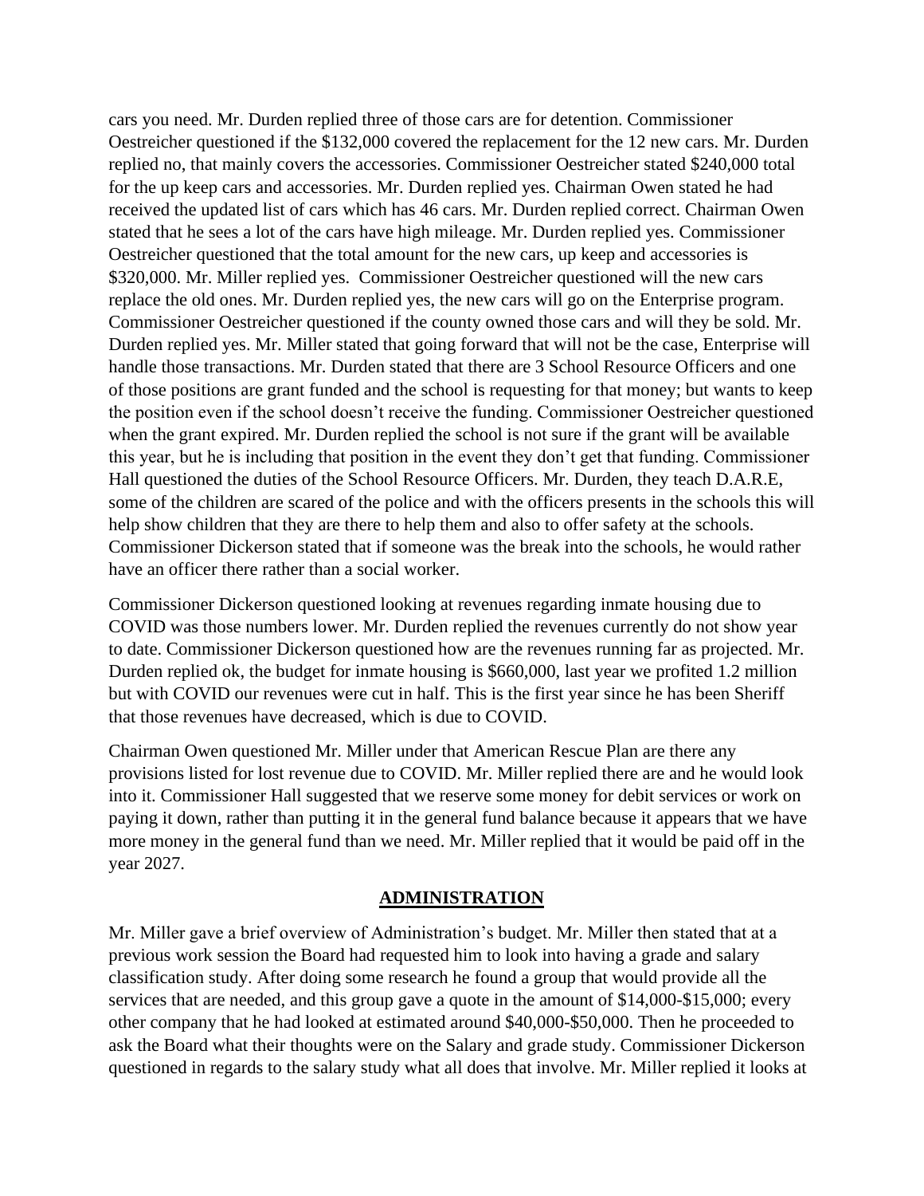cars you need. Mr. Durden replied three of those cars are for detention. Commissioner Oestreicher questioned if the $132,000 covered the replacement for the 12 new cars. Mr. Durden replied no, that mainly covers the accessories. Commissioner Oestreicher stated $240,000 total for the up keep cars and accessories. Mr. Durden replied yes. Chairman Owen stated he had received the updated list of cars which has 46 cars. Mr. Durden replied correct. Chairman Owen stated that he sees a lot of the cars have high mileage. Mr. Durden replied yes. Commissioner Oestreicher questioned that the total amount for the new cars, up keep and accessories is $320,000. Mr. Miller replied yes. Commissioner Oestreicher questioned will the new cars replace the old ones. Mr. Durden replied yes, the new cars will go on the Enterprise program. Commissioner Oestreicher questioned if the county owned those cars and will they be sold. Mr. Durden replied yes. Mr. Miller stated that going forward that will not be the case, Enterprise will handle those transactions. Mr. Durden stated that there are 3 School Resource Officers and one of those positions are grant funded and the school is requesting for that money; but wants to keep the position even if the school doesn't receive the funding. Commissioner Oestreicher questioned when the grant expired. Mr. Durden replied the school is not sure if the grant will be available this year, but he is including that position in the event they don't get that funding. Commissioner Hall questioned the duties of the School Resource Officers. Mr. Durden, they teach D.A.R.E, some of the children are scared of the police and with the officers presents in the schools this will help show children that they are there to help them and also to offer safety at the schools. Commissioner Dickerson stated that if someone was the break into the schools, he would rather have an officer there rather than a social worker.

Commissioner Dickerson questioned looking at revenues regarding inmate housing due to COVID was those numbers lower. Mr. Durden replied the revenues currently do not show year to date. Commissioner Dickerson questioned how are the revenues running far as projected. Mr. Durden replied ok, the budget for inmate housing is $660,000, last year we profited 1.2 million but with COVID our revenues were cut in half. This is the first year since he has been Sheriff that those revenues have decreased, which is due to COVID.

Chairman Owen questioned Mr. Miller under that American Rescue Plan are there any provisions listed for lost revenue due to COVID. Mr. Miller replied there are and he would look into it. Commissioner Hall suggested that we reserve some money for debit services or work on paying it down, rather than putting it in the general fund balance because it appears that we have more money in the general fund than we need. Mr. Miller replied that it would be paid off in the year 2027.

## ADMINISTRATION

Mr. Miller gave a brief overview of Administration's budget. Mr. Miller then stated that at a previous work session the Board had requested him to look into having a grade and salary classification study. After doing some research he found a group that would provide all the services that are needed, and this group gave a quote in the amount of $14,000-$15,000; every other company that he had looked at estimated around $40,000-$50,000. Then he proceeded to ask the Board what their thoughts were on the Salary and grade study. Commissioner Dickerson questioned in regards to the salary study what all does that involve. Mr. Miller replied it looks at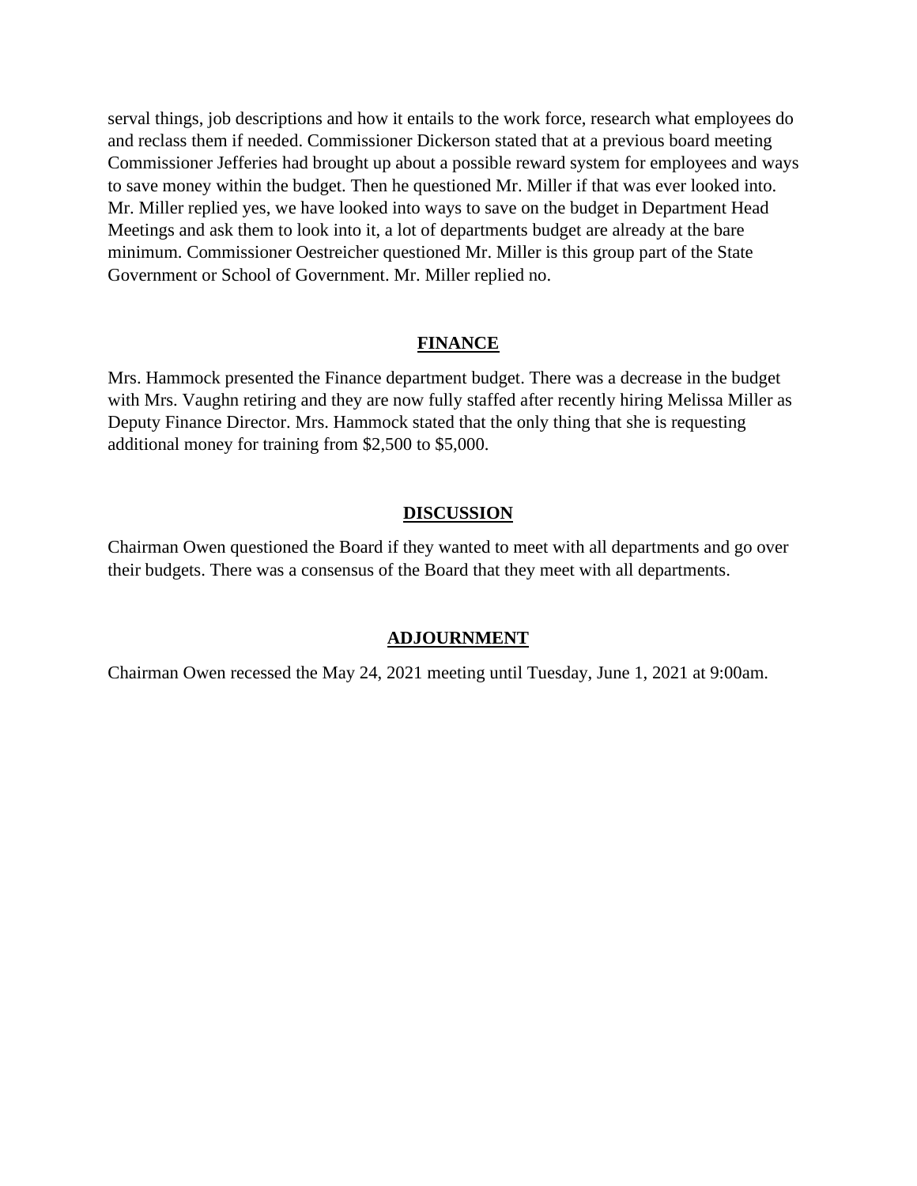serval things, job descriptions and how it entails to the work force, research what employees do and reclass them if needed. Commissioner Dickerson stated that at a previous board meeting Commissioner Jefferies had brought up about a possible reward system for employees and ways to save money within the budget. Then he questioned Mr. Miller if that was ever looked into. Mr. Miller replied yes, we have looked into ways to save on the budget in Department Head Meetings and ask them to look into it, a lot of departments budget are already at the bare minimum. Commissioner Oestreicher questioned Mr. Miller is this group part of the State Government or School of Government. Mr. Miller replied no.

## FINANCE

Mrs. Hammock presented the Finance department budget. There was a decrease in the budget with Mrs. Vaughn retiring and they are now fully staffed after recently hiring Melissa Miller as Deputy Finance Director. Mrs. Hammock stated that the only thing that she is requesting additional money for training from $2,500 to $5,000.

## DISCUSSION

Chairman Owen questioned the Board if they wanted to meet with all departments and go over their budgets. There was a consensus of the Board that they meet with all departments.

## ADJOURNMENT

Chairman Owen recessed the May 24, 2021 meeting until Tuesday, June 1, 2021 at 9:00am.